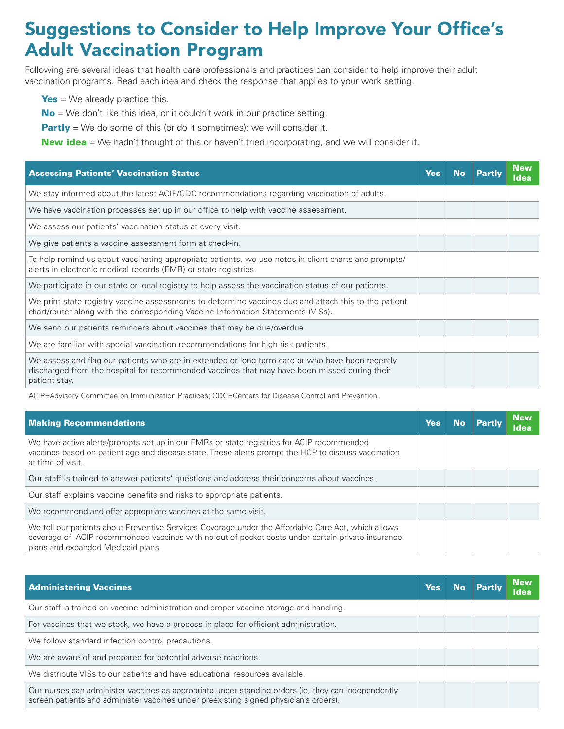# Suggestions to Consider to Help Improve Your Office's Adult Vaccination Program

Following are several ideas that health care professionals and practices can consider to help improve their adult vaccination programs. Read each idea and check the response that applies to your work setting.

**Yes** = We already practice this.

**No** = We don't like this idea, or it couldn't work in our practice setting.

**Partly** = We do some of this (or do it sometimes); we will consider it.

**New idea** = We hadn't thought of this or haven't tried incorporating, and we will consider it.

| Assessing Patients' Vaccination Status | Yes | No | Partly | New Idea |
|---|---|---|---|---|
| We stay informed about the latest ACIP/CDC recommendations regarding vaccination of adults. | | | | |
| We have vaccination processes set up in our office to help with vaccine assessment. | | | | |
| We assess our patients' vaccination status at every visit. | | | | |
| We give patients a vaccine assessment form at check-in. | | | | |
| To help remind us about vaccinating appropriate patients, we use notes in client charts and prompts/alerts in electronic medical records (EMR) or state registries. | | | | |
| We participate in our state or local registry to help assess the vaccination status of our patients. | | | | |
| We print state registry vaccine assessments to determine vaccines due and attach this to the patient chart/router along with the corresponding Vaccine Information Statements (VISs). | | | | |
| We send our patients reminders about vaccines that may be due/overdue. | | | | |
| We are familiar with special vaccination recommendations for high-risk patients. | | | | |
| We assess and flag our patients who are in extended or long-term care or who have been recently discharged from the hospital for recommended vaccines that may have been missed during their patient stay. | | | | |

ACIP=Advisory Committee on Immunization Practices; CDC=Centers for Disease Control and Prevention.

| Making Recommendations | Yes | No | Partly | New Idea |
|---|---|---|---|---|
| We have active alerts/prompts set up in our EMRs or state registries for ACIP recommended vaccines based on patient age and disease state. These alerts prompt the HCP to discuss vaccination at time of visit. | | | | |
| Our staff is trained to answer patients' questions and address their concerns about vaccines. | | | | |
| Our staff explains vaccine benefits and risks to appropriate patients. | | | | |
| We recommend and offer appropriate vaccines at the same visit. | | | | |
| We tell our patients about Preventive Services Coverage under the Affordable Care Act, which allows coverage of ACIP recommended vaccines with no out-of-pocket costs under certain private insurance plans and expanded Medicaid plans. | | | | |

| Administering Vaccines | Yes | No | Partly | New Idea |
|---|---|---|---|---|
| Our staff is trained on vaccine administration and proper vaccine storage and handling. | | | | |
| For vaccines that we stock, we have a process in place for efficient administration. | | | | |
| We follow standard infection control precautions. | | | | |
| We are aware of and prepared for potential adverse reactions. | | | | |
| We distribute VISs to our patients and have educational resources available. | | | | |
| Our nurses can administer vaccines as appropriate under standing orders (ie, they can independently screen patients and administer vaccines under preexisting signed physician's orders). | | | | |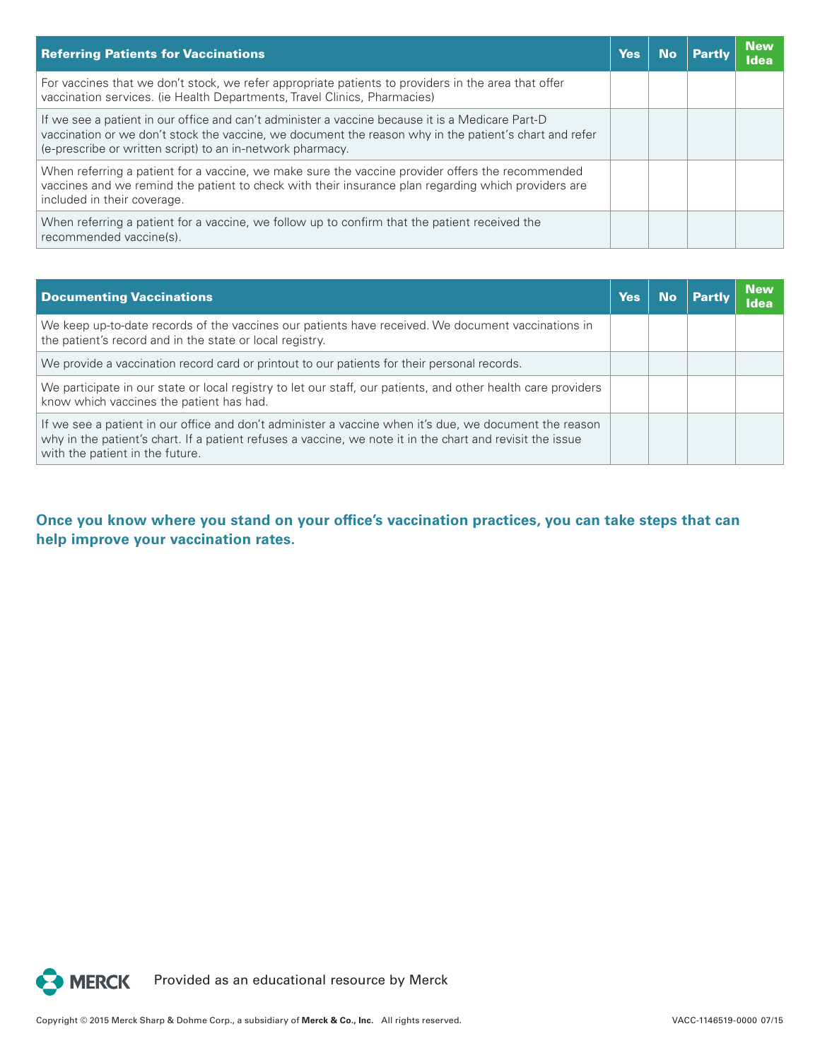| Referring Patients for Vaccinations | Yes | No | Partly | New Idea |
| --- | --- | --- | --- | --- |
| For vaccines that we don't stock, we refer appropriate patients to providers in the area that offer vaccination services. (ie Health Departments, Travel Clinics, Pharmacies) | | | | |
| If we see a patient in our office and can't administer a vaccine because it is a Medicare Part-D vaccination or we don't stock the vaccine, we document the reason why in the patient's chart and refer (e-prescribe or written script) to an in-network pharmacy. | | | | |
| When referring a patient for a vaccine, we make sure the vaccine provider offers the recommended vaccines and we remind the patient to check with their insurance plan regarding which providers are included in their coverage. | | | | |
| When referring a patient for a vaccine, we follow up to confirm that the patient received the recommended vaccine(s). | | | | |

| Documenting Vaccinations | Yes | No | Partly | New Idea |
| --- | --- | --- | --- | --- |
| We keep up-to-date records of the vaccines our patients have received. We document vaccinations in the patient's record and in the state or local registry. | | | | |
| We provide a vaccination record card or printout to our patients for their personal records. | | | | |
| We participate in our state or local registry to let our staff, our patients, and other health care providers know which vaccines the patient has had. | | | | |
| If we see a patient in our office and don't administer a vaccine when it's due, we document the reason why in the patient's chart. If a patient refuses a vaccine, we note it in the chart and revisit the issue with the patient in the future. | | | | |

**Once you know where you stand on your office's vaccination practices, you can take steps that can help improve your vaccination rates.**

MERCK Provided as an educational resource by Merck

Copyright © 2015 Merck Sharp & Dohme Corp., a subsidiary of **Merck & Co., Inc.** All rights reserved. VACC-1146519-0000 07/15